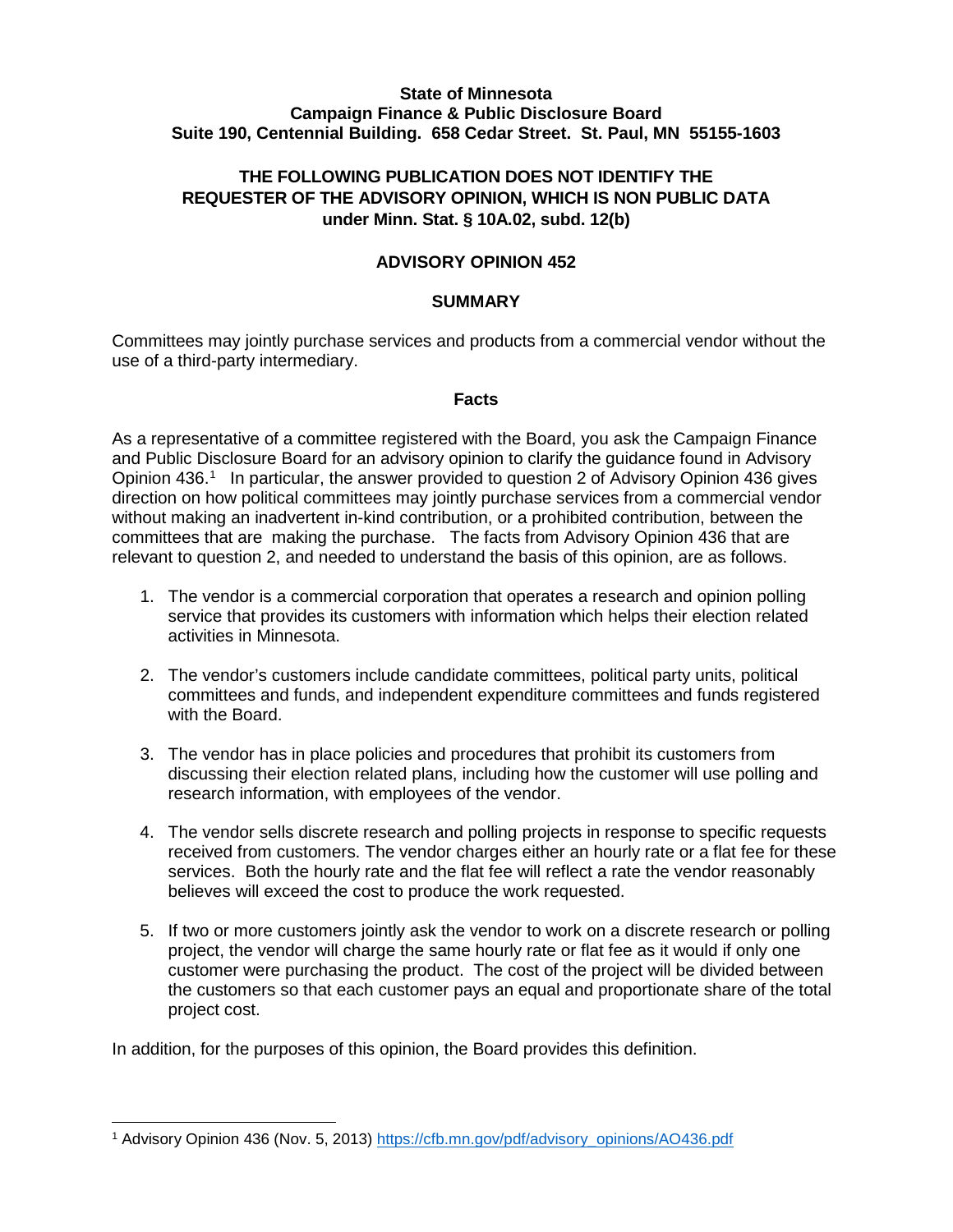**State of Minnesota**
**Campaign Finance & Public Disclosure Board**
**Suite 190, Centennial Building. 658 Cedar Street. St. Paul, MN 55155-1603**

**THE FOLLOWING PUBLICATION DOES NOT IDENTIFY THE REQUESTER OF THE ADVISORY OPINION, WHICH IS NON PUBLIC DATA under Minn. Stat. § 10A.02, subd. 12(b)**

# ADVISORY OPINION 452

## SUMMARY

Committees may jointly purchase services and products from a commercial vendor without the use of a third-party intermediary.

## Facts

As a representative of a committee registered with the Board, you ask the Campaign Finance and Public Disclosure Board for an advisory opinion to clarify the guidance found in Advisory Opinion 436.[1] In particular, the answer provided to question 2 of Advisory Opinion 436 gives direction on how political committees may jointly purchase services from a commercial vendor without making an inadvertent in-kind contribution, or a prohibited contribution, between the committees that are making the purchase. The facts from Advisory Opinion 436 that are relevant to question 2, and needed to understand the basis of this opinion, are as follows.

1. The vendor is a commercial corporation that operates a research and opinion polling service that provides its customers with information which helps their election related activities in Minnesota.

2. The vendor's customers include candidate committees, political party units, political committees and funds, and independent expenditure committees and funds registered with the Board.

3. The vendor has in place policies and procedures that prohibit its customers from discussing their election related plans, including how the customer will use polling and research information, with employees of the vendor.

4. The vendor sells discrete research and polling projects in response to specific requests received from customers. The vendor charges either an hourly rate or a flat fee for these services. Both the hourly rate and the flat fee will reflect a rate the vendor reasonably believes will exceed the cost to produce the work requested.

5. If two or more customers jointly ask the vendor to work on a discrete research or polling project, the vendor will charge the same hourly rate or flat fee as it would if only one customer were purchasing the product. The cost of the project will be divided between the customers so that each customer pays an equal and proportionate share of the total project cost.

In addition, for the purposes of this opinion, the Board provides this definition.

---

[1] Advisory Opinion 436 (Nov. 5, 2013) https://cfb.mn.gov/pdf/advisory_opinions/AO436.pdf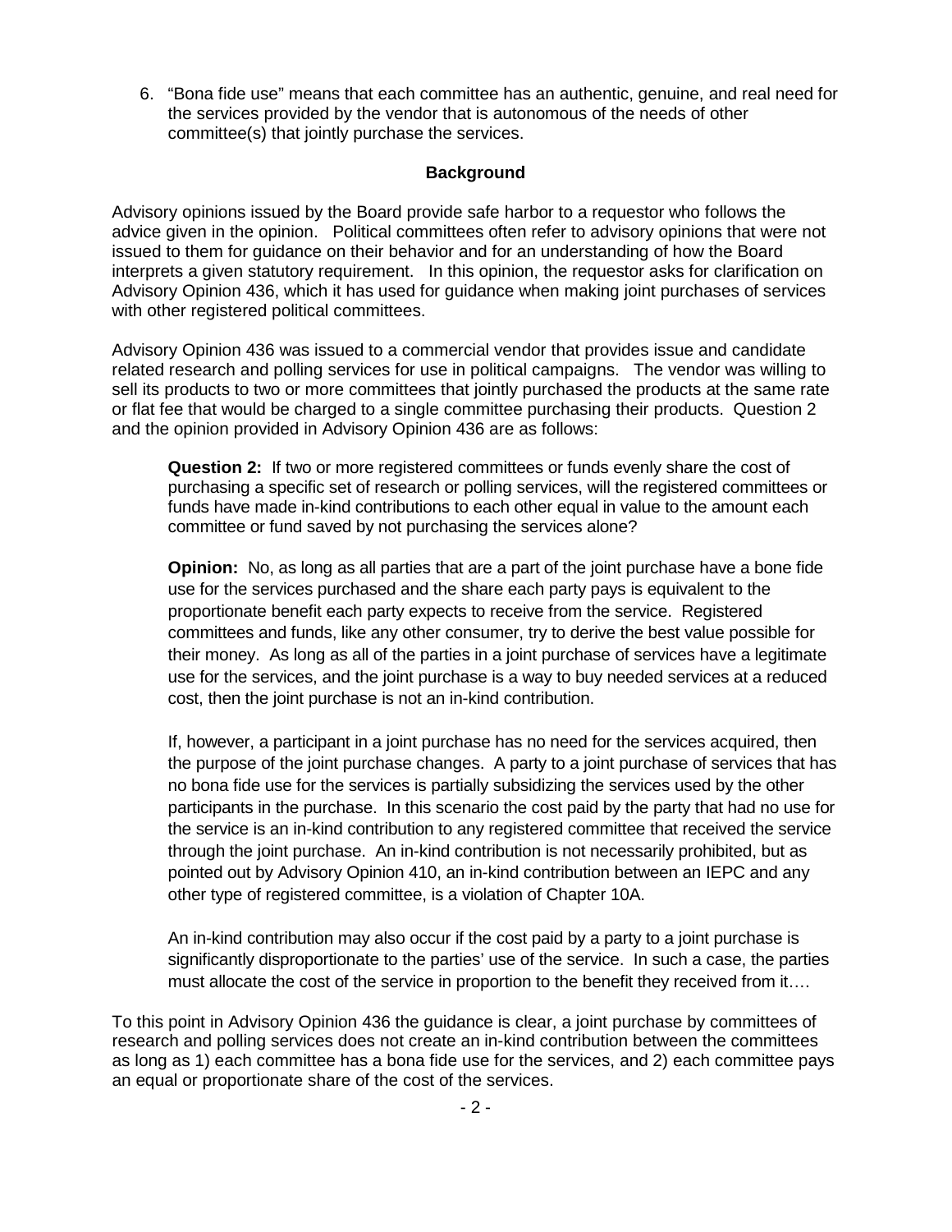6. "Bona fide use" means that each committee has an authentic, genuine, and real need for the services provided by the vendor that is autonomous of the needs of other committee(s) that jointly purchase the services.

## Background

Advisory opinions issued by the Board provide safe harbor to a requestor who follows the advice given in the opinion. Political committees often refer to advisory opinions that were not issued to them for guidance on their behavior and for an understanding of how the Board interprets a given statutory requirement. In this opinion, the requestor asks for clarification on Advisory Opinion 436, which it has used for guidance when making joint purchases of services with other registered political committees.

Advisory Opinion 436 was issued to a commercial vendor that provides issue and candidate related research and polling services for use in political campaigns. The vendor was willing to sell its products to two or more committees that jointly purchased the products at the same rate or flat fee that would be charged to a single committee purchasing their products. Question 2 and the opinion provided in Advisory Opinion 436 are as follows:

> **Question 2:** If two or more registered committees or funds evenly share the cost of purchasing a specific set of research or polling services, will the registered committees or funds have made in-kind contributions to each other equal in value to the amount each committee or fund saved by not purchasing the services alone?
>
> **Opinion:** No, as long as all parties that are a part of the joint purchase have a bone fide use for the services purchased and the share each party pays is equivalent to the proportionate benefit each party expects to receive from the service. Registered committees and funds, like any other consumer, try to derive the best value possible for their money. As long as all of the parties in a joint purchase of services have a legitimate use for the services, and the joint purchase is a way to buy needed services at a reduced cost, then the joint purchase is not an in-kind contribution.
>
> If, however, a participant in a joint purchase has no need for the services acquired, then the purpose of the joint purchase changes. A party to a joint purchase of services that has no bona fide use for the services is partially subsidizing the services used by the other participants in the purchase. In this scenario the cost paid by the party that had no use for the service is an in-kind contribution to any registered committee that received the service through the joint purchase. An in-kind contribution is not necessarily prohibited, but as pointed out by Advisory Opinion 410, an in-kind contribution between an IEPC and any other type of registered committee, is a violation of Chapter 10A.
>
> An in-kind contribution may also occur if the cost paid by a party to a joint purchase is significantly disproportionate to the parties' use of the service. In such a case, the parties must allocate the cost of the service in proportion to the benefit they received from it….

To this point in Advisory Opinion 436 the guidance is clear, a joint purchase by committees of research and polling services does not create an in-kind contribution between the committees as long as 1) each committee has a bona fide use for the services, and 2) each committee pays an equal or proportionate share of the cost of the services.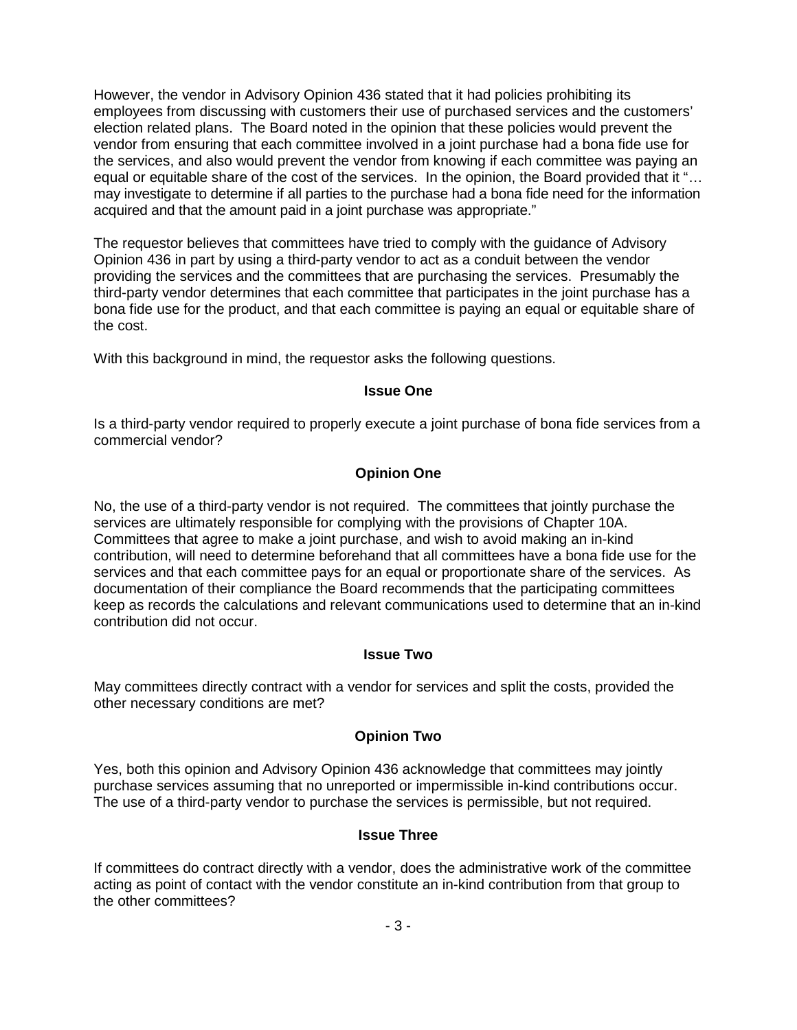However, the vendor in Advisory Opinion 436 stated that it had policies prohibiting its employees from discussing with customers their use of purchased services and the customers' election related plans. The Board noted in the opinion that these policies would prevent the vendor from ensuring that each committee involved in a joint purchase had a bona fide use for the services, and also would prevent the vendor from knowing if each committee was paying an equal or equitable share of the cost of the services. In the opinion, the Board provided that it "… may investigate to determine if all parties to the purchase had a bona fide need for the information acquired and that the amount paid in a joint purchase was appropriate."

The requestor believes that committees have tried to comply with the guidance of Advisory Opinion 436 in part by using a third-party vendor to act as a conduit between the vendor providing the services and the committees that are purchasing the services. Presumably the third-party vendor determines that each committee that participates in the joint purchase has a bona fide use for the product, and that each committee is paying an equal or equitable share of the cost.

With this background in mind, the requestor asks the following questions.

## Issue One

Is a third-party vendor required to properly execute a joint purchase of bona fide services from a commercial vendor?

## Opinion One

No, the use of a third-party vendor is not required. The committees that jointly purchase the services are ultimately responsible for complying with the provisions of Chapter 10A. Committees that agree to make a joint purchase, and wish to avoid making an in-kind contribution, will need to determine beforehand that all committees have a bona fide use for the services and that each committee pays for an equal or proportionate share of the services. As documentation of their compliance the Board recommends that the participating committees keep as records the calculations and relevant communications used to determine that an in-kind contribution did not occur.

## Issue Two

May committees directly contract with a vendor for services and split the costs, provided the other necessary conditions are met?

## Opinion Two

Yes, both this opinion and Advisory Opinion 436 acknowledge that committees may jointly purchase services assuming that no unreported or impermissible in-kind contributions occur. The use of a third-party vendor to purchase the services is permissible, but not required.

## Issue Three

If committees do contract directly with a vendor, does the administrative work of the committee acting as point of contact with the vendor constitute an in-kind contribution from that group to the other committees?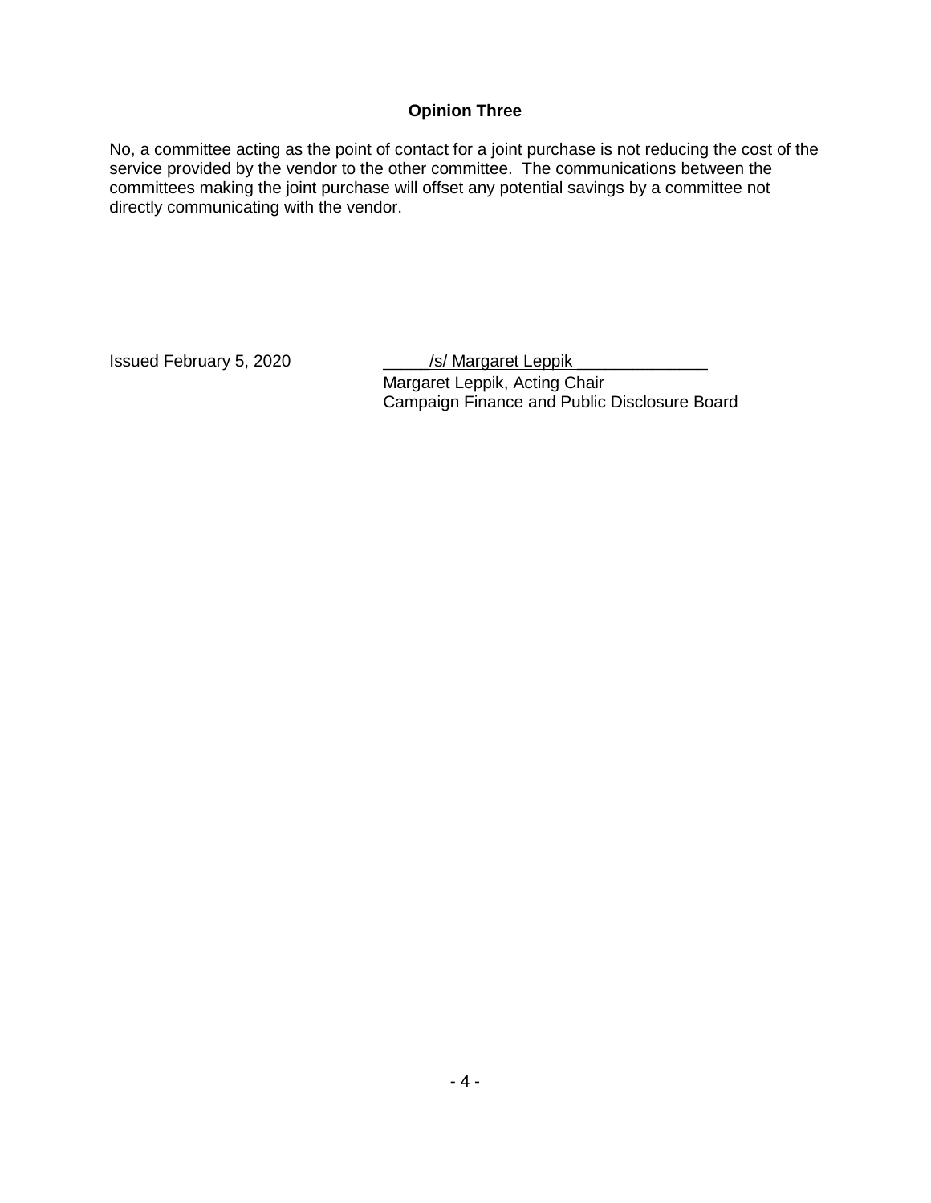### Opinion Three

No, a committee acting as the point of contact for a joint purchase is not reducing the cost of the service provided by the vendor to the other committee. The communications between the committees making the joint purchase will offset any potential savings by a committee not directly communicating with the vendor.

Issued February 5, 2020

/s/ Margaret Leppik

Margaret Leppik, Acting Chair
Campaign Finance and Public Disclosure Board